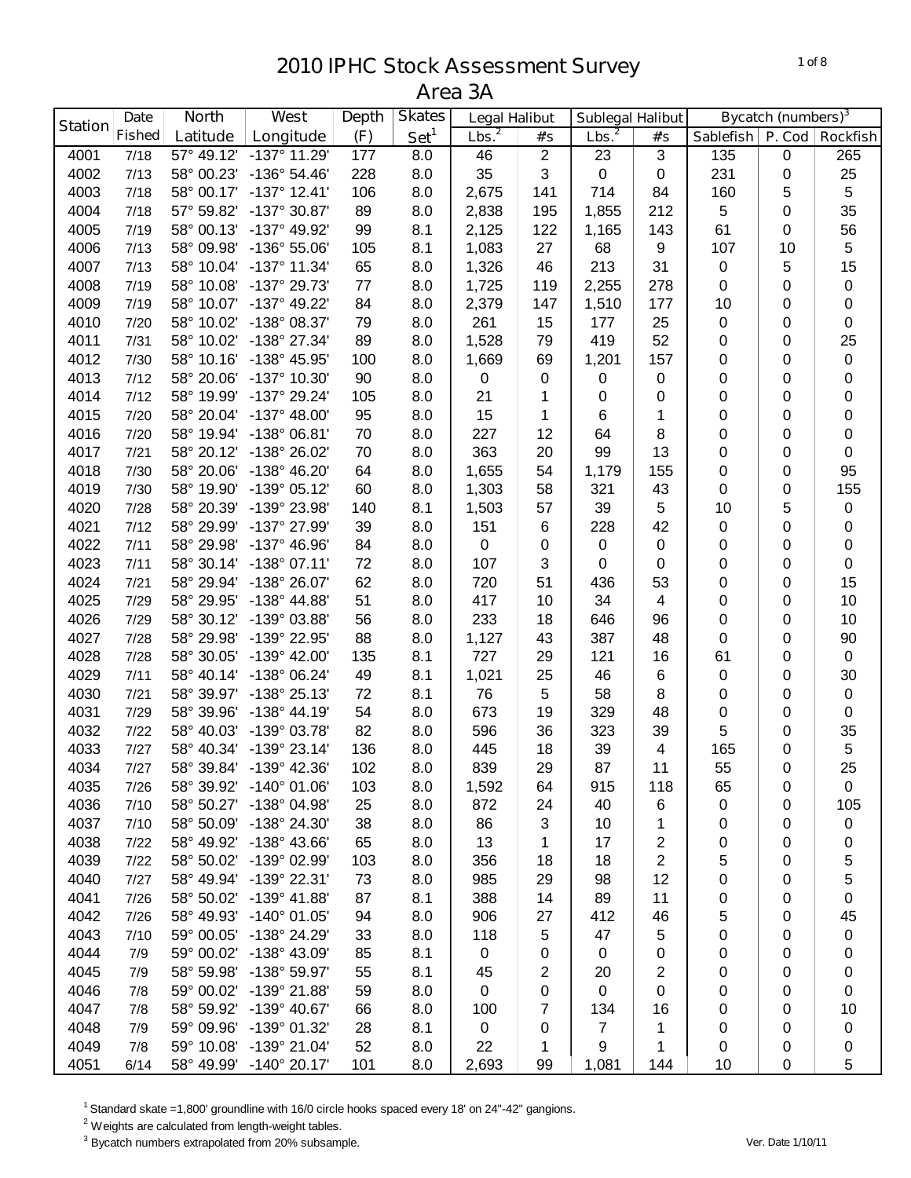# 2010 IPHC Stock Assessment Survey
## Area 3A

| Station | Date Fished | North Latitude | West Longitude | Depth (F) | Skates Set[1] | Legal Halibut Lbs.[2] | Legal Halibut #s | Sublegal Halibut Lbs.[2] | Sublegal Halibut #s | Bycatch (numbers)[3] Sablefish | P. Cod | Rockfish |
|---|---|---|---|---|---|---|---|---|---|---|---|---|
| 4001 | 7/18 | 57° 49.12' | -137° 11.29' | 177 | 8.0 | 46 | 2 | 23 | 3 | 135 | 0 | 265 |
| 4002 | 7/13 | 58° 00.23' | -136° 54.46' | 228 | 8.0 | 35 | 3 | 0 | 0 | 231 | 0 | 25 |
| 4003 | 7/18 | 58° 00.17' | -137° 12.41' | 106 | 8.0 | 2,675 | 141 | 714 | 84 | 160 | 5 | 5 |
| 4004 | 7/18 | 57° 59.82' | -137° 30.87' | 89 | 8.0 | 2,838 | 195 | 1,855 | 212 | 5 | 0 | 35 |
| 4005 | 7/19 | 58° 00.13' | -137° 49.92' | 99 | 8.1 | 2,125 | 122 | 1,165 | 143 | 61 | 0 | 56 |
| 4006 | 7/13 | 58° 09.98' | -136° 55.06' | 105 | 8.1 | 1,083 | 27 | 68 | 9 | 107 | 10 | 5 |
| 4007 | 7/13 | 58° 10.04' | -137° 11.34' | 65 | 8.0 | 1,326 | 46 | 213 | 31 | 0 | 5 | 15 |
| 4008 | 7/19 | 58° 10.08' | -137° 29.73' | 77 | 8.0 | 1,725 | 119 | 2,255 | 278 | 0 | 0 | 0 |
| 4009 | 7/19 | 58° 10.07' | -137° 49.22' | 84 | 8.0 | 2,379 | 147 | 1,510 | 177 | 10 | 0 | 0 |
| 4010 | 7/20 | 58° 10.02' | -138° 08.37' | 79 | 8.0 | 261 | 15 | 177 | 25 | 0 | 0 | 0 |
| 4011 | 7/31 | 58° 10.02' | -138° 27.34' | 89 | 8.0 | 1,528 | 79 | 419 | 52 | 0 | 0 | 25 |
| 4012 | 7/30 | 58° 10.16' | -138° 45.95' | 100 | 8.0 | 1,669 | 69 | 1,201 | 157 | 0 | 0 | 0 |
| 4013 | 7/12 | 58° 20.06' | -137° 10.30' | 90 | 8.0 | 0 | 0 | 0 | 0 | 0 | 0 | 0 |
| 4014 | 7/12 | 58° 19.99' | -137° 29.24' | 105 | 8.0 | 21 | 1 | 0 | 0 | 0 | 0 | 0 |
| 4015 | 7/20 | 58° 20.04' | -137° 48.00' | 95 | 8.0 | 15 | 1 | 6 | 1 | 0 | 0 | 0 |
| 4016 | 7/20 | 58° 19.94' | -138° 06.81' | 70 | 8.0 | 227 | 12 | 64 | 8 | 0 | 0 | 0 |
| 4017 | 7/21 | 58° 20.12' | -138° 26.02' | 70 | 8.0 | 363 | 20 | 99 | 13 | 0 | 0 | 0 |
| 4018 | 7/30 | 58° 20.06' | -138° 46.20' | 64 | 8.0 | 1,655 | 54 | 1,179 | 155 | 0 | 0 | 95 |
| 4019 | 7/30 | 58° 19.90' | -139° 05.12' | 60 | 8.0 | 1,303 | 58 | 321 | 43 | 0 | 0 | 155 |
| 4020 | 7/28 | 58° 20.39' | -139° 23.98' | 140 | 8.1 | 1,503 | 57 | 39 | 5 | 10 | 5 | 0 |
| 4021 | 7/12 | 58° 29.99' | -137° 27.99' | 39 | 8.0 | 151 | 6 | 228 | 42 | 0 | 0 | 0 |
| 4022 | 7/11 | 58° 29.98' | -137° 46.96' | 84 | 8.0 | 0 | 0 | 0 | 0 | 0 | 0 | 0 |
| 4023 | 7/11 | 58° 30.14' | -138° 07.11' | 72 | 8.0 | 107 | 3 | 0 | 0 | 0 | 0 | 0 |
| 4024 | 7/21 | 58° 29.94' | -138° 26.07' | 62 | 8.0 | 720 | 51 | 436 | 53 | 0 | 0 | 15 |
| 4025 | 7/29 | 58° 29.95' | -138° 44.88' | 51 | 8.0 | 417 | 10 | 34 | 4 | 0 | 0 | 10 |
| 4026 | 7/29 | 58° 30.12' | -139° 03.88' | 56 | 8.0 | 233 | 18 | 646 | 96 | 0 | 0 | 10 |
| 4027 | 7/28 | 58° 29.98' | -139° 22.95' | 88 | 8.0 | 1,127 | 43 | 387 | 48 | 0 | 0 | 90 |
| 4028 | 7/28 | 58° 30.05' | -139° 42.00' | 135 | 8.1 | 727 | 29 | 121 | 16 | 61 | 0 | 0 |
| 4029 | 7/11 | 58° 40.14' | -138° 06.24' | 49 | 8.1 | 1,021 | 25 | 46 | 6 | 0 | 0 | 30 |
| 4030 | 7/21 | 58° 39.97' | -138° 25.13' | 72 | 8.1 | 76 | 5 | 58 | 8 | 0 | 0 | 0 |
| 4031 | 7/29 | 58° 39.96' | -138° 44.19' | 54 | 8.0 | 673 | 19 | 329 | 48 | 0 | 0 | 0 |
| 4032 | 7/22 | 58° 40.03' | -139° 03.78' | 82 | 8.0 | 596 | 36 | 323 | 39 | 5 | 0 | 35 |
| 4033 | 7/27 | 58° 40.34' | -139° 23.14' | 136 | 8.0 | 445 | 18 | 39 | 4 | 165 | 0 | 5 |
| 4034 | 7/27 | 58° 39.84' | -139° 42.36' | 102 | 8.0 | 839 | 29 | 87 | 11 | 55 | 0 | 25 |
| 4035 | 7/26 | 58° 39.92' | -140° 01.06' | 103 | 8.0 | 1,592 | 64 | 915 | 118 | 65 | 0 | 0 |
| 4036 | 7/10 | 58° 50.27' | -138° 04.98' | 25 | 8.0 | 872 | 24 | 40 | 6 | 0 | 0 | 105 |
| 4037 | 7/10 | 58° 50.09' | -138° 24.30' | 38 | 8.0 | 86 | 3 | 10 | 1 | 0 | 0 | 0 |
| 4038 | 7/22 | 58° 49.92' | -138° 43.66' | 65 | 8.0 | 13 | 1 | 17 | 2 | 0 | 0 | 0 |
| 4039 | 7/22 | 58° 50.02' | -139° 02.99' | 103 | 8.0 | 356 | 18 | 18 | 2 | 5 | 0 | 5 |
| 4040 | 7/27 | 58° 49.94' | -139° 22.31' | 73 | 8.0 | 985 | 29 | 98 | 12 | 0 | 0 | 5 |
| 4041 | 7/26 | 58° 50.02' | -139° 41.88' | 87 | 8.1 | 388 | 14 | 89 | 11 | 0 | 0 | 0 |
| 4042 | 7/26 | 58° 49.93' | -140° 01.05' | 94 | 8.0 | 906 | 27 | 412 | 46 | 5 | 0 | 45 |
| 4043 | 7/10 | 59° 00.05' | -138° 24.29' | 33 | 8.0 | 118 | 5 | 47 | 5 | 0 | 0 | 0 |
| 4044 | 7/9 | 59° 00.02' | -138° 43.09' | 85 | 8.1 | 0 | 0 | 0 | 0 | 0 | 0 | 0 |
| 4045 | 7/9 | 58° 59.98' | -138° 59.97' | 55 | 8.1 | 45 | 2 | 20 | 2 | 0 | 0 | 0 |
| 4046 | 7/8 | 59° 00.02' | -139° 21.88' | 59 | 8.0 | 0 | 0 | 0 | 0 | 0 | 0 | 0 |
| 4047 | 7/8 | 58° 59.92' | -139° 40.67' | 66 | 8.0 | 100 | 7 | 134 | 16 | 0 | 0 | 10 |
| 4048 | 7/9 | 59° 09.96' | -139° 01.32' | 28 | 8.1 | 0 | 0 | 7 | 1 | 0 | 0 | 0 |
| 4049 | 7/8 | 59° 10.08' | -139° 21.04' | 52 | 8.0 | 22 | 1 | 9 | 1 | 0 | 0 | 0 |
| 4051 | 6/14 | 58° 49.99' | -140° 20.17' | 101 | 8.0 | 2,693 | 99 | 1,081 | 144 | 10 | 0 | 5 |

[1] Standard skate =1,800' groundline with 16/0 circle hooks spaced every 18' on 24"-42" gangions.

[2] Weights are calculated from length-weight tables.

[3] Bycatch numbers extrapolated from 20% subsample.

Ver. Date 1/10/11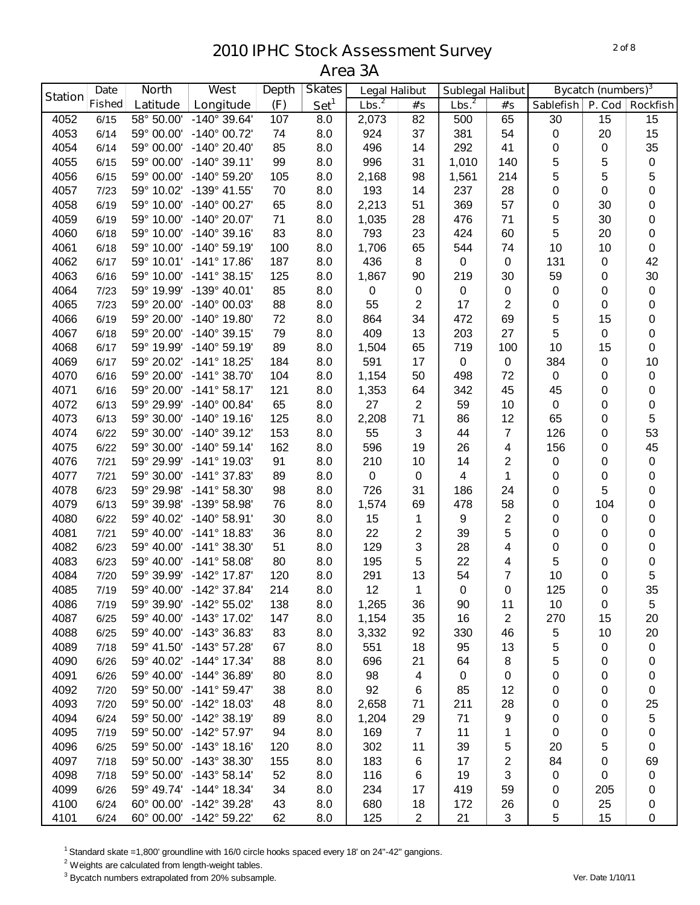# 2010 IPHC Stock Assessment Survey
## Area 3A

| Station | Date Fished | North Latitude | West Longitude | Depth (F) | Skates Set[1] | Legal Halibut | | Sublegal Halibut | | Bycatch (numbers)[3] | | |
|---|---|---|---|---|---|---|---|---|---|---|---|---|
| | | | | | | Lbs.[2] | #s | Lbs.[2] | #s | Sablefish | P. Cod | Rockfish |
| 4052 | 6/15 | 58° 50.00' | -140° 39.64' | 107 | 8.0 | 2,073 | 82 | 500 | 65 | 30 | 15 | 15 |
| 4053 | 6/14 | 59° 00.00' | -140° 00.72' | 74 | 8.0 | 924 | 37 | 381 | 54 | 0 | 20 | 15 |
| 4054 | 6/14 | 59° 00.00' | -140° 20.40' | 85 | 8.0 | 496 | 14 | 292 | 41 | 0 | 0 | 35 |
| 4055 | 6/15 | 59° 00.00' | -140° 39.11' | 99 | 8.0 | 996 | 31 | 1,010 | 140 | 5 | 5 | 0 |
| 4056 | 6/15 | 59° 00.00' | -140° 59.20' | 105 | 8.0 | 2,168 | 98 | 1,561 | 214 | 5 | 5 | 5 |
| 4057 | 7/23 | 59° 10.02' | -139° 41.55' | 70 | 8.0 | 193 | 14 | 237 | 28 | 0 | 0 | 0 |
| 4058 | 6/19 | 59° 10.00' | -140° 00.27' | 65 | 8.0 | 2,213 | 51 | 369 | 57 | 0 | 30 | 0 |
| 4059 | 6/19 | 59° 10.00' | -140° 20.07' | 71 | 8.0 | 1,035 | 28 | 476 | 71 | 5 | 30 | 0 |
| 4060 | 6/18 | 59° 10.00' | -140° 39.16' | 83 | 8.0 | 793 | 23 | 424 | 60 | 5 | 20 | 0 |
| 4061 | 6/18 | 59° 10.00' | -140° 59.19' | 100 | 8.0 | 1,706 | 65 | 544 | 74 | 10 | 10 | 0 |
| 4062 | 6/17 | 59° 10.01' | -141° 17.86' | 187 | 8.0 | 436 | 8 | 0 | 0 | 131 | 0 | 42 |
| 4063 | 6/16 | 59° 10.00' | -141° 38.15' | 125 | 8.0 | 1,867 | 90 | 219 | 30 | 59 | 0 | 30 |
| 4064 | 7/23 | 59° 19.99' | -139° 40.01' | 85 | 8.0 | 0 | 0 | 0 | 0 | 0 | 0 | 0 |
| 4065 | 7/23 | 59° 20.00' | -140° 00.03' | 88 | 8.0 | 55 | 2 | 17 | 2 | 0 | 0 | 0 |
| 4066 | 6/19 | 59° 20.00' | -140° 19.80' | 72 | 8.0 | 864 | 34 | 472 | 69 | 5 | 15 | 0 |
| 4067 | 6/18 | 59° 20.00' | -140° 39.15' | 79 | 8.0 | 409 | 13 | 203 | 27 | 5 | 0 | 0 |
| 4068 | 6/17 | 59° 19.99' | -140° 59.19' | 89 | 8.0 | 1,504 | 65 | 719 | 100 | 10 | 15 | 0 |
| 4069 | 6/17 | 59° 20.02' | -141° 18.25' | 184 | 8.0 | 591 | 17 | 0 | 0 | 384 | 0 | 10 |
| 4070 | 6/16 | 59° 20.00' | -141° 38.70' | 104 | 8.0 | 1,154 | 50 | 498 | 72 | 0 | 0 | 0 |
| 4071 | 6/16 | 59° 20.00' | -141° 58.17' | 121 | 8.0 | 1,353 | 64 | 342 | 45 | 45 | 0 | 0 |
| 4072 | 6/13 | 59° 29.99' | -140° 00.84' | 65 | 8.0 | 27 | 2 | 59 | 10 | 0 | 0 | 0 |
| 4073 | 6/13 | 59° 30.00' | -140° 19.16' | 125 | 8.0 | 2,208 | 71 | 86 | 12 | 65 | 0 | 5 |
| 4074 | 6/22 | 59° 30.00' | -140° 39.12' | 153 | 8.0 | 55 | 3 | 44 | 7 | 126 | 0 | 53 |
| 4075 | 6/22 | 59° 30.00' | -140° 59.14' | 162 | 8.0 | 596 | 19 | 26 | 4 | 156 | 0 | 45 |
| 4076 | 7/21 | 59° 29.99' | -141° 19.03' | 91 | 8.0 | 210 | 10 | 14 | 2 | 0 | 0 | 0 |
| 4077 | 7/21 | 59° 30.00' | -141° 37.83' | 89 | 8.0 | 0 | 0 | 4 | 1 | 0 | 0 | 0 |
| 4078 | 6/23 | 59° 29.98' | -141° 58.30' | 98 | 8.0 | 726 | 31 | 186 | 24 | 0 | 5 | 0 |
| 4079 | 6/13 | 59° 39.98' | -139° 58.98' | 76 | 8.0 | 1,574 | 69 | 478 | 58 | 0 | 104 | 0 |
| 4080 | 6/22 | 59° 40.02' | -140° 58.91' | 30 | 8.0 | 15 | 1 | 9 | 2 | 0 | 0 | 0 |
| 4081 | 7/21 | 59° 40.00' | -141° 18.83' | 36 | 8.0 | 22 | 2 | 39 | 5 | 0 | 0 | 0 |
| 4082 | 6/23 | 59° 40.00' | -141° 38.30' | 51 | 8.0 | 129 | 3 | 28 | 4 | 0 | 0 | 0 |
| 4083 | 6/23 | 59° 40.00' | -141° 58.08' | 80 | 8.0 | 195 | 5 | 22 | 4 | 5 | 0 | 0 |
| 4084 | 7/20 | 59° 39.99' | -142° 17.87' | 120 | 8.0 | 291 | 13 | 54 | 7 | 10 | 0 | 5 |
| 4085 | 7/19 | 59° 40.00' | -142° 37.84' | 214 | 8.0 | 12 | 1 | 0 | 0 | 125 | 0 | 35 |
| 4086 | 7/19 | 59° 39.90' | -142° 55.02' | 138 | 8.0 | 1,265 | 36 | 90 | 11 | 10 | 0 | 5 |
| 4087 | 6/25 | 59° 40.00' | -143° 17.02' | 147 | 8.0 | 1,154 | 35 | 16 | 2 | 270 | 15 | 20 |
| 4088 | 6/25 | 59° 40.00' | -143° 36.83' | 83 | 8.0 | 3,332 | 92 | 330 | 46 | 5 | 10 | 20 |
| 4089 | 7/18 | 59° 41.50' | -143° 57.28' | 67 | 8.0 | 551 | 18 | 95 | 13 | 5 | 0 | 0 |
| 4090 | 6/26 | 59° 40.02' | -144° 17.34' | 88 | 8.0 | 696 | 21 | 64 | 8 | 5 | 0 | 0 |
| 4091 | 6/26 | 59° 40.00' | -144° 36.89' | 80 | 8.0 | 98 | 4 | 0 | 0 | 0 | 0 | 0 |
| 4092 | 7/20 | 59° 50.00' | -141° 59.47' | 38 | 8.0 | 92 | 6 | 85 | 12 | 0 | 0 | 0 |
| 4093 | 7/20 | 59° 50.00' | -142° 18.03' | 48 | 8.0 | 2,658 | 71 | 211 | 28 | 0 | 0 | 25 |
| 4094 | 6/24 | 59° 50.00' | -142° 38.19' | 89 | 8.0 | 1,204 | 29 | 71 | 9 | 0 | 0 | 5 |
| 4095 | 7/19 | 59° 50.00' | -142° 57.97' | 94 | 8.0 | 169 | 7 | 11 | 1 | 0 | 0 | 0 |
| 4096 | 6/25 | 59° 50.00' | -143° 18.16' | 120 | 8.0 | 302 | 11 | 39 | 5 | 20 | 5 | 0 |
| 4097 | 7/18 | 59° 50.00' | -143° 38.30' | 155 | 8.0 | 183 | 6 | 17 | 2 | 84 | 0 | 69 |
| 4098 | 7/18 | 59° 50.00' | -143° 58.14' | 52 | 8.0 | 116 | 6 | 19 | 3 | 0 | 0 | 0 |
| 4099 | 6/26 | 59° 49.74' | -144° 18.34' | 34 | 8.0 | 234 | 17 | 419 | 59 | 0 | 205 | 0 |
| 4100 | 6/24 | 60° 00.00' | -142° 39.28' | 43 | 8.0 | 680 | 18 | 172 | 26 | 0 | 25 | 0 |
| 4101 | 6/24 | 60° 00.00' | -142° 59.22' | 62 | 8.0 | 125 | 2 | 21 | 3 | 5 | 15 | 0 |

[1] Standard skate =1,800' groundline with 16/0 circle hooks spaced every 18' on 24"-42" gangions.

[2] Weights are calculated from length-weight tables.

[3] Bycatch numbers extrapolated from 20% subsample.

Ver. Date 1/10/11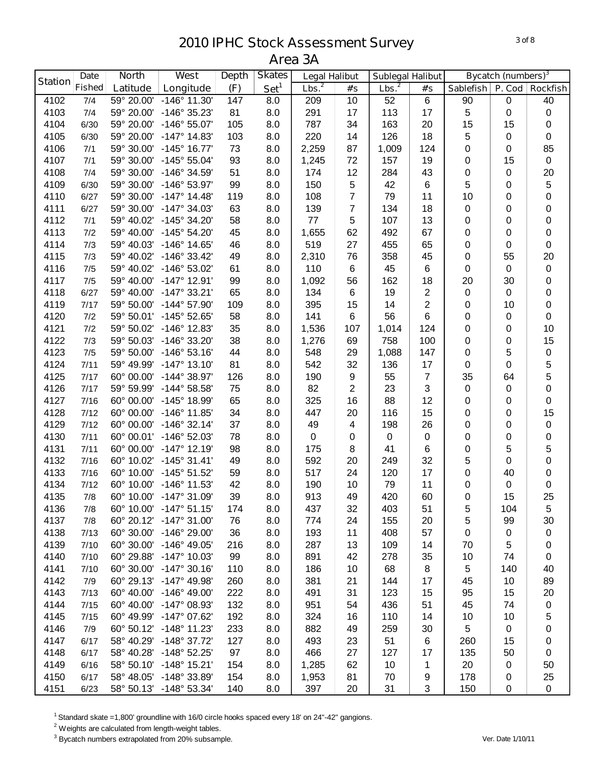# 2010 IPHC Stock Assessment Survey

## Area 3A

| Station | Date Fished | North Latitude | West Longitude | Depth (F) | Skates Set[1] | Legal Halibut | | Sublegal Halibut | | Bycatch (numbers)[3] | | |
|---|---|---|---|---|---|---|---|---|---|---|---|---|
| | | | | | | Lbs.[2] | #s | Lbs.[2] | #s | Sablefish | P. Cod | Rockfish |
| 4102 | 7/4 | 59° 20.00' | -146° 11.30' | 147 | 8.0 | 209 | 10 | 52 | 6 | 90 | 0 | 40 |
| 4103 | 7/4 | 59° 20.00' | -146° 35.23' | 81 | 8.0 | 291 | 17 | 113 | 17 | 5 | 0 | 0 |
| 4104 | 6/30 | 59° 20.00' | -146° 55.07' | 105 | 8.0 | 787 | 34 | 163 | 20 | 15 | 15 | 0 |
| 4105 | 6/30 | 59° 20.00' | -147° 14.83' | 103 | 8.0 | 220 | 14 | 126 | 18 | 5 | 0 | 0 |
| 4106 | 7/1 | 59° 30.00' | -145° 16.77' | 73 | 8.0 | 2,259 | 87 | 1,009 | 124 | 0 | 0 | 85 |
| 4107 | 7/1 | 59° 30.00' | -145° 55.04' | 93 | 8.0 | 1,245 | 72 | 157 | 19 | 0 | 15 | 0 |
| 4108 | 7/4 | 59° 30.00' | -146° 34.59' | 51 | 8.0 | 174 | 12 | 284 | 43 | 0 | 0 | 20 |
| 4109 | 6/30 | 59° 30.00' | -146° 53.97' | 99 | 8.0 | 150 | 5 | 42 | 6 | 5 | 0 | 5 |
| 4110 | 6/27 | 59° 30.00' | -147° 14.48' | 119 | 8.0 | 108 | 7 | 79 | 11 | 10 | 0 | 0 |
| 4111 | 6/27 | 59° 30.00' | -147° 34.03' | 63 | 8.0 | 139 | 7 | 134 | 18 | 0 | 0 | 0 |
| 4112 | 7/1 | 59° 40.02' | -145° 34.20' | 58 | 8.0 | 77 | 5 | 107 | 13 | 0 | 0 | 0 |
| 4113 | 7/2 | 59° 40.00' | -145° 54.20' | 45 | 8.0 | 1,655 | 62 | 492 | 67 | 0 | 0 | 0 |
| 4114 | 7/3 | 59° 40.03' | -146° 14.65' | 46 | 8.0 | 519 | 27 | 455 | 65 | 0 | 0 | 0 |
| 4115 | 7/3 | 59° 40.02' | -146° 33.42' | 49 | 8.0 | 2,310 | 76 | 358 | 45 | 0 | 55 | 20 |
| 4116 | 7/5 | 59° 40.02' | -146° 53.02' | 61 | 8.0 | 110 | 6 | 45 | 6 | 0 | 0 | 0 |
| 4117 | 7/5 | 59° 40.00' | -147° 12.91' | 99 | 8.0 | 1,092 | 56 | 162 | 18 | 20 | 30 | 0 |
| 4118 | 6/27 | 59° 40.00' | -147° 33.21' | 65 | 8.0 | 134 | 6 | 19 | 2 | 0 | 0 | 0 |
| 4119 | 7/17 | 59° 50.00' | -144° 57.90' | 109 | 8.0 | 395 | 15 | 14 | 2 | 0 | 10 | 0 |
| 4120 | 7/2 | 59° 50.01' | -145° 52.65' | 58 | 8.0 | 141 | 6 | 56 | 6 | 0 | 0 | 0 |
| 4121 | 7/2 | 59° 50.02' | -146° 12.83' | 35 | 8.0 | 1,536 | 107 | 1,014 | 124 | 0 | 0 | 10 |
| 4122 | 7/3 | 59° 50.03' | -146° 33.20' | 38 | 8.0 | 1,276 | 69 | 758 | 100 | 0 | 0 | 15 |
| 4123 | 7/5 | 59° 50.00' | -146° 53.16' | 44 | 8.0 | 548 | 29 | 1,088 | 147 | 0 | 5 | 0 |
| 4124 | 7/11 | 59° 49.99' | -147° 13.10' | 81 | 8.0 | 542 | 32 | 136 | 17 | 0 | 0 | 5 |
| 4125 | 7/17 | 60° 00.00' | -144° 38.97' | 126 | 8.0 | 190 | 9 | 55 | 7 | 35 | 64 | 5 |
| 4126 | 7/17 | 59° 59.99' | -144° 58.58' | 75 | 8.0 | 82 | 2 | 23 | 3 | 0 | 0 | 0 |
| 4127 | 7/16 | 60° 00.00' | -145° 18.99' | 65 | 8.0 | 325 | 16 | 88 | 12 | 0 | 0 | 0 |
| 4128 | 7/12 | 60° 00.00' | -146° 11.85' | 34 | 8.0 | 447 | 20 | 116 | 15 | 0 | 0 | 15 |
| 4129 | 7/12 | 60° 00.00' | -146° 32.14' | 37 | 8.0 | 49 | 4 | 198 | 26 | 0 | 0 | 0 |
| 4130 | 7/11 | 60° 00.01' | -146° 52.03' | 78 | 8.0 | 0 | 0 | 0 | 0 | 0 | 0 | 0 |
| 4131 | 7/11 | 60° 00.00' | -147° 12.19' | 98 | 8.0 | 175 | 8 | 41 | 6 | 0 | 5 | 5 |
| 4132 | 7/16 | 60° 10.02' | -145° 31.41' | 49 | 8.0 | 592 | 20 | 249 | 32 | 5 | 0 | 0 |
| 4133 | 7/16 | 60° 10.00' | -145° 51.52' | 59 | 8.0 | 517 | 24 | 120 | 17 | 0 | 40 | 0 |
| 4134 | 7/12 | 60° 10.00' | -146° 11.53' | 42 | 8.0 | 190 | 10 | 79 | 11 | 0 | 0 | 0 |
| 4135 | 7/8 | 60° 10.00' | -147° 31.09' | 39 | 8.0 | 913 | 49 | 420 | 60 | 0 | 15 | 25 |
| 4136 | 7/8 | 60° 10.00' | -147° 51.15' | 174 | 8.0 | 437 | 32 | 403 | 51 | 5 | 104 | 5 |
| 4137 | 7/8 | 60° 20.12' | -147° 31.00' | 76 | 8.0 | 774 | 24 | 155 | 20 | 5 | 99 | 30 |
| 4138 | 7/13 | 60° 30.00' | -146° 29.00' | 36 | 8.0 | 193 | 11 | 408 | 57 | 0 | 0 | 0 |
| 4139 | 7/10 | 60° 30.00' | -146° 49.05' | 216 | 8.0 | 287 | 13 | 109 | 14 | 70 | 5 | 0 |
| 4140 | 7/10 | 60° 29.88' | -147° 10.03' | 99 | 8.0 | 891 | 42 | 278 | 35 | 10 | 74 | 0 |
| 4141 | 7/10 | 60° 30.00' | -147° 30.16' | 110 | 8.0 | 186 | 10 | 68 | 8 | 5 | 140 | 40 |
| 4142 | 7/9 | 60° 29.13' | -147° 49.98' | 260 | 8.0 | 381 | 21 | 144 | 17 | 45 | 10 | 89 |
| 4143 | 7/13 | 60° 40.00' | -146° 49.00' | 222 | 8.0 | 491 | 31 | 123 | 15 | 95 | 15 | 20 |
| 4144 | 7/15 | 60° 40.00' | -147° 08.93' | 132 | 8.0 | 951 | 54 | 436 | 51 | 45 | 74 | 0 |
| 4145 | 7/15 | 60° 49.99' | -147° 07.62' | 192 | 8.0 | 324 | 16 | 110 | 14 | 10 | 10 | 5 |
| 4146 | 7/9 | 60° 50.12' | -148° 11.23' | 233 | 8.0 | 882 | 49 | 259 | 30 | 5 | 0 | 0 |
| 4147 | 6/17 | 58° 40.29' | -148° 37.72' | 127 | 8.0 | 493 | 23 | 51 | 6 | 260 | 15 | 0 |
| 4148 | 6/17 | 58° 40.28' | -148° 52.25' | 97 | 8.0 | 466 | 27 | 127 | 17 | 135 | 50 | 0 |
| 4149 | 6/16 | 58° 50.10' | -148° 15.21' | 154 | 8.0 | 1,285 | 62 | 10 | 1 | 20 | 0 | 50 |
| 4150 | 6/17 | 58° 48.05' | -148° 33.89' | 154 | 8.0 | 1,953 | 81 | 70 | 9 | 178 | 0 | 25 |
| 4151 | 6/23 | 58° 50.13' | -148° 53.34' | 140 | 8.0 | 397 | 20 | 31 | 3 | 150 | 0 | 0 |

[1] Standard skate =1,800' groundline with 16/0 circle hooks spaced every 18' on 24"-42" gangions.

[2] Weights are calculated from length-weight tables.

[3] Bycatch numbers extrapolated from 20% subsample.

Ver. Date 1/10/11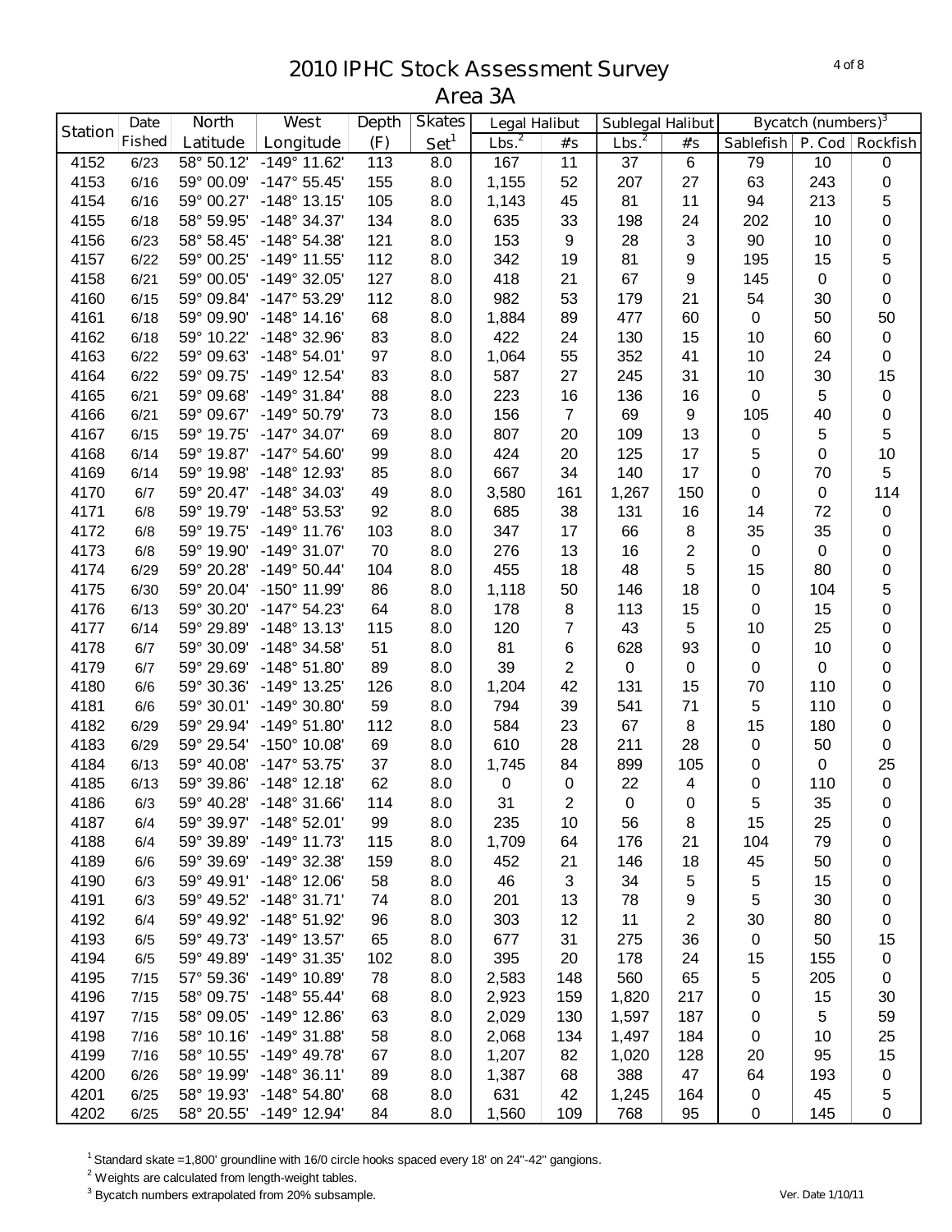# 2010 IPHC Stock Assessment Survey
## Area 3A

| Station | Date Fished | North Latitude | West Longitude | Depth (F) | Skates Set[1] | Legal Halibut | | Sublegal Halibut | | Bycatch (numbers)[3] | | |
|---|---|---|---|---|---|---|---|---|---|---|---|---|
| | | | | | | Lbs.[2] | #s | Lbs.[2] | #s | Sablefish | P. Cod | Rockfish |
| 4152 | 6/23 | 58° 50.12' | -149° 11.62' | 113 | 8.0 | 167 | 11 | 37 | 6 | 79 | 10 | 0 |
| 4153 | 6/16 | 59° 00.09' | -147° 55.45' | 155 | 8.0 | 1,155 | 52 | 207 | 27 | 63 | 243 | 0 |
| 4154 | 6/16 | 59° 00.27' | -148° 13.15' | 105 | 8.0 | 1,143 | 45 | 81 | 11 | 94 | 213 | 5 |
| 4155 | 6/18 | 58° 59.95' | -148° 34.37' | 134 | 8.0 | 635 | 33 | 198 | 24 | 202 | 10 | 0 |
| 4156 | 6/23 | 58° 58.45' | -148° 54.38' | 121 | 8.0 | 153 | 9 | 28 | 3 | 90 | 10 | 0 |
| 4157 | 6/22 | 59° 00.25' | -149° 11.55' | 112 | 8.0 | 342 | 19 | 81 | 9 | 195 | 15 | 5 |
| 4158 | 6/21 | 59° 00.05' | -149° 32.05' | 127 | 8.0 | 418 | 21 | 67 | 9 | 145 | 0 | 0 |
| 4160 | 6/15 | 59° 09.84' | -147° 53.29' | 112 | 8.0 | 982 | 53 | 179 | 21 | 54 | 30 | 0 |
| 4161 | 6/18 | 59° 09.90' | -148° 14.16' | 68 | 8.0 | 1,884 | 89 | 477 | 60 | 0 | 50 | 50 |
| 4162 | 6/18 | 59° 10.22' | -148° 32.96' | 83 | 8.0 | 422 | 24 | 130 | 15 | 10 | 60 | 0 |
| 4163 | 6/22 | 59° 09.63' | -148° 54.01' | 97 | 8.0 | 1,064 | 55 | 352 | 41 | 10 | 24 | 0 |
| 4164 | 6/22 | 59° 09.75' | -149° 12.54' | 83 | 8.0 | 587 | 27 | 245 | 31 | 10 | 30 | 15 |
| 4165 | 6/21 | 59° 09.68' | -149° 31.84' | 88 | 8.0 | 223 | 16 | 136 | 16 | 0 | 5 | 0 |
| 4166 | 6/21 | 59° 09.67' | -149° 50.79' | 73 | 8.0 | 156 | 7 | 69 | 9 | 105 | 40 | 0 |
| 4167 | 6/15 | 59° 19.75' | -147° 34.07' | 69 | 8.0 | 807 | 20 | 109 | 13 | 0 | 5 | 5 |
| 4168 | 6/14 | 59° 19.87' | -147° 54.60' | 99 | 8.0 | 424 | 20 | 125 | 17 | 5 | 0 | 10 |
| 4169 | 6/14 | 59° 19.98' | -148° 12.93' | 85 | 8.0 | 667 | 34 | 140 | 17 | 0 | 70 | 5 |
| 4170 | 6/7 | 59° 20.47' | -148° 34.03' | 49 | 8.0 | 3,580 | 161 | 1,267 | 150 | 0 | 0 | 114 |
| 4171 | 6/8 | 59° 19.79' | -148° 53.53' | 92 | 8.0 | 685 | 38 | 131 | 16 | 14 | 72 | 0 |
| 4172 | 6/8 | 59° 19.75' | -149° 11.76' | 103 | 8.0 | 347 | 17 | 66 | 8 | 35 | 35 | 0 |
| 4173 | 6/8 | 59° 19.90' | -149° 31.07' | 70 | 8.0 | 276 | 13 | 16 | 2 | 0 | 0 | 0 |
| 4174 | 6/29 | 59° 20.28' | -149° 50.44' | 104 | 8.0 | 455 | 18 | 48 | 5 | 15 | 80 | 0 |
| 4175 | 6/30 | 59° 20.04' | -150° 11.99' | 86 | 8.0 | 1,118 | 50 | 146 | 18 | 0 | 104 | 5 |
| 4176 | 6/13 | 59° 30.20' | -147° 54.23' | 64 | 8.0 | 178 | 8 | 113 | 15 | 0 | 15 | 0 |
| 4177 | 6/14 | 59° 29.89' | -148° 13.13' | 115 | 8.0 | 120 | 7 | 43 | 5 | 10 | 25 | 0 |
| 4178 | 6/7 | 59° 30.09' | -148° 34.58' | 51 | 8.0 | 81 | 6 | 628 | 93 | 0 | 10 | 0 |
| 4179 | 6/7 | 59° 29.69' | -148° 51.80' | 89 | 8.0 | 39 | 2 | 0 | 0 | 0 | 0 | 0 |
| 4180 | 6/6 | 59° 30.36' | -149° 13.25' | 126 | 8.0 | 1,204 | 42 | 131 | 15 | 70 | 110 | 0 |
| 4181 | 6/6 | 59° 30.01' | -149° 30.80' | 59 | 8.0 | 794 | 39 | 541 | 71 | 5 | 110 | 0 |
| 4182 | 6/29 | 59° 29.94' | -149° 51.80' | 112 | 8.0 | 584 | 23 | 67 | 8 | 15 | 180 | 0 |
| 4183 | 6/29 | 59° 29.54' | -150° 10.08' | 69 | 8.0 | 610 | 28 | 211 | 28 | 0 | 50 | 0 |
| 4184 | 6/13 | 59° 40.08' | -147° 53.75' | 37 | 8.0 | 1,745 | 84 | 899 | 105 | 0 | 0 | 25 |
| 4185 | 6/13 | 59° 39.86' | -148° 12.18' | 62 | 8.0 | 0 | 0 | 22 | 4 | 0 | 110 | 0 |
| 4186 | 6/3 | 59° 40.28' | -148° 31.66' | 114 | 8.0 | 31 | 2 | 0 | 0 | 5 | 35 | 0 |
| 4187 | 6/4 | 59° 39.97' | -148° 52.01' | 99 | 8.0 | 235 | 10 | 56 | 8 | 15 | 25 | 0 |
| 4188 | 6/4 | 59° 39.89' | -149° 11.73' | 115 | 8.0 | 1,709 | 64 | 176 | 21 | 104 | 79 | 0 |
| 4189 | 6/6 | 59° 39.69' | -149° 32.38' | 159 | 8.0 | 452 | 21 | 146 | 18 | 45 | 50 | 0 |
| 4190 | 6/3 | 59° 49.91' | -148° 12.06' | 58 | 8.0 | 46 | 3 | 34 | 5 | 5 | 15 | 0 |
| 4191 | 6/3 | 59° 49.52' | -148° 31.71' | 74 | 8.0 | 201 | 13 | 78 | 9 | 5 | 30 | 0 |
| 4192 | 6/4 | 59° 49.92' | -148° 51.92' | 96 | 8.0 | 303 | 12 | 11 | 2 | 30 | 80 | 0 |
| 4193 | 6/5 | 59° 49.73' | -149° 13.57' | 65 | 8.0 | 677 | 31 | 275 | 36 | 0 | 50 | 15 |
| 4194 | 6/5 | 59° 49.89' | -149° 31.35' | 102 | 8.0 | 395 | 20 | 178 | 24 | 15 | 155 | 0 |
| 4195 | 7/15 | 57° 59.36' | -149° 10.89' | 78 | 8.0 | 2,583 | 148 | 560 | 65 | 5 | 205 | 0 |
| 4196 | 7/15 | 58° 09.75' | -148° 55.44' | 68 | 8.0 | 2,923 | 159 | 1,820 | 217 | 0 | 15 | 30 |
| 4197 | 7/15 | 58° 09.05' | -149° 12.86' | 63 | 8.0 | 2,029 | 130 | 1,597 | 187 | 0 | 5 | 59 |
| 4198 | 7/16 | 58° 10.16' | -149° 31.88' | 58 | 8.0 | 2,068 | 134 | 1,497 | 184 | 0 | 10 | 25 |
| 4199 | 7/16 | 58° 10.55' | -149° 49.78' | 67 | 8.0 | 1,207 | 82 | 1,020 | 128 | 20 | 95 | 15 |
| 4200 | 6/26 | 58° 19.99' | -148° 36.11' | 89 | 8.0 | 1,387 | 68 | 388 | 47 | 64 | 193 | 0 |
| 4201 | 6/25 | 58° 19.93' | -148° 54.80' | 68 | 8.0 | 631 | 42 | 1,245 | 164 | 0 | 45 | 5 |
| 4202 | 6/25 | 58° 20.55' | -149° 12.94' | 84 | 8.0 | 1,560 | 109 | 768 | 95 | 0 | 145 | 0 |

[1] Standard skate =1,800' groundline with 16/0 circle hooks spaced every 18' on 24"-42" gangions.

[2] Weights are calculated from length-weight tables.

[3] Bycatch numbers extrapolated from 20% subsample.

Ver. Date 1/10/11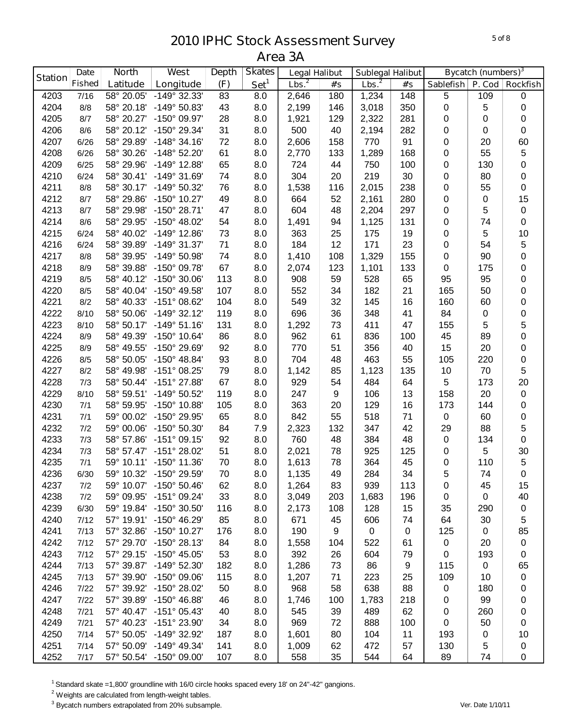# 2010 IPHC Stock Assessment Survey
## Area 3A

| Station | Date Fished | North Latitude | West Longitude | Depth (F) | Skates Set[1] | Legal Halibut | | Sublegal Halibut | | Bycatch (numbers)[3] | | |
|---|---|---|---|---|---|---|---|---|---|---|---|---|
| | | | | | | Lbs.[2] | #s | Lbs.[2] | #s | Sablefish | P. Cod | Rockfish |
| 4203 | 7/16 | 58° 20.05' | -149° 32.33' | 83 | 8.0 | 2,646 | 180 | 1,234 | 148 | 5 | 109 | 0 |
| 4204 | 8/8 | 58° 20.18' | -149° 50.83' | 43 | 8.0 | 2,199 | 146 | 3,018 | 350 | 0 | 5 | 0 |
| 4205 | 8/7 | 58° 20.27' | -150° 09.97' | 28 | 8.0 | 1,921 | 129 | 2,322 | 281 | 0 | 0 | 0 |
| 4206 | 8/6 | 58° 20.12' | -150° 29.34' | 31 | 8.0 | 500 | 40 | 2,194 | 282 | 0 | 0 | 0 |
| 4207 | 6/26 | 58° 29.89' | -148° 34.16' | 72 | 8.0 | 2,606 | 158 | 770 | 91 | 0 | 20 | 60 |
| 4208 | 6/26 | 58° 30.26' | -148° 52.20' | 61 | 8.0 | 2,770 | 133 | 1,289 | 168 | 0 | 55 | 5 |
| 4209 | 6/25 | 58° 29.96' | -149° 12.88' | 65 | 8.0 | 724 | 44 | 750 | 100 | 0 | 130 | 0 |
| 4210 | 6/24 | 58° 30.41' | -149° 31.69' | 74 | 8.0 | 304 | 20 | 219 | 30 | 0 | 80 | 0 |
| 4211 | 8/8 | 58° 30.17' | -149° 50.32' | 76 | 8.0 | 1,538 | 116 | 2,015 | 238 | 0 | 55 | 0 |
| 4212 | 8/7 | 58° 29.86' | -150° 10.27' | 49 | 8.0 | 664 | 52 | 2,161 | 280 | 0 | 0 | 15 |
| 4213 | 8/7 | 58° 29.98' | -150° 28.71' | 47 | 8.0 | 604 | 48 | 2,204 | 297 | 0 | 5 | 0 |
| 4214 | 8/6 | 58° 29.95' | -150° 48.02' | 54 | 8.0 | 1,491 | 94 | 1,125 | 131 | 0 | 74 | 0 |
| 4215 | 6/24 | 58° 40.02' | -149° 12.86' | 73 | 8.0 | 363 | 25 | 175 | 19 | 0 | 5 | 10 |
| 4216 | 6/24 | 58° 39.89' | -149° 31.37' | 71 | 8.0 | 184 | 12 | 171 | 23 | 0 | 54 | 5 |
| 4217 | 8/8 | 58° 39.95' | -149° 50.98' | 74 | 8.0 | 1,410 | 108 | 1,329 | 155 | 0 | 90 | 0 |
| 4218 | 8/9 | 58° 39.88' | -150° 09.78' | 67 | 8.0 | 2,074 | 123 | 1,101 | 133 | 0 | 175 | 0 |
| 4219 | 8/5 | 58° 40.12' | -150° 30.06' | 113 | 8.0 | 908 | 59 | 528 | 65 | 95 | 95 | 0 |
| 4220 | 8/5 | 58° 40.04' | -150° 49.58' | 107 | 8.0 | 552 | 34 | 182 | 21 | 165 | 50 | 0 |
| 4221 | 8/2 | 58° 40.33' | -151° 08.62' | 104 | 8.0 | 549 | 32 | 145 | 16 | 160 | 60 | 0 |
| 4222 | 8/10 | 58° 50.06' | -149° 32.12' | 119 | 8.0 | 696 | 36 | 348 | 41 | 84 | 0 | 0 |
| 4223 | 8/10 | 58° 50.17' | -149° 51.16' | 131 | 8.0 | 1,292 | 73 | 411 | 47 | 155 | 5 | 5 |
| 4224 | 8/9 | 58° 49.39' | -150° 10.64' | 86 | 8.0 | 962 | 61 | 836 | 100 | 45 | 89 | 0 |
| 4225 | 8/9 | 58° 49.55' | -150° 29.69' | 92 | 8.0 | 770 | 51 | 356 | 40 | 15 | 20 | 0 |
| 4226 | 8/5 | 58° 50.05' | -150° 48.84' | 93 | 8.0 | 704 | 48 | 463 | 55 | 105 | 220 | 0 |
| 4227 | 8/2 | 58° 49.98' | -151° 08.25' | 79 | 8.0 | 1,142 | 85 | 1,123 | 135 | 10 | 70 | 5 |
| 4228 | 7/3 | 58° 50.44' | -151° 27.88' | 67 | 8.0 | 929 | 54 | 484 | 64 | 5 | 173 | 20 |
| 4229 | 8/10 | 58° 59.51' | -149° 50.52' | 119 | 8.0 | 247 | 9 | 106 | 13 | 158 | 20 | 0 |
| 4230 | 7/1 | 58° 59.95' | -150° 10.88' | 105 | 8.0 | 363 | 20 | 129 | 16 | 173 | 144 | 0 |
| 4231 | 7/1 | 59° 00.02' | -150° 29.95' | 65 | 8.0 | 842 | 55 | 518 | 71 | 0 | 60 | 0 |
| 4232 | 7/2 | 59° 00.06' | -150° 50.30' | 84 | 7.9 | 2,323 | 132 | 347 | 42 | 29 | 88 | 5 |
| 4233 | 7/3 | 58° 57.86' | -151° 09.15' | 92 | 8.0 | 760 | 48 | 384 | 48 | 0 | 134 | 0 |
| 4234 | 7/3 | 58° 57.47' | -151° 28.02' | 51 | 8.0 | 2,021 | 78 | 925 | 125 | 0 | 5 | 30 |
| 4235 | 7/1 | 59° 10.11' | -150° 11.36' | 70 | 8.0 | 1,613 | 78 | 364 | 45 | 0 | 110 | 5 |
| 4236 | 6/30 | 59° 10.32' | -150° 29.59' | 70 | 8.0 | 1,135 | 49 | 284 | 34 | 5 | 74 | 0 |
| 4237 | 7/2 | 59° 10.07' | -150° 50.46' | 62 | 8.0 | 1,264 | 83 | 939 | 113 | 0 | 45 | 15 |
| 4238 | 7/2 | 59° 09.95' | -151° 09.24' | 33 | 8.0 | 3,049 | 203 | 1,683 | 196 | 0 | 0 | 40 |
| 4239 | 6/30 | 59° 19.84' | -150° 30.50' | 116 | 8.0 | 2,173 | 108 | 128 | 15 | 35 | 290 | 0 |
| 4240 | 7/12 | 57° 19.91' | -150° 46.29' | 85 | 8.0 | 671 | 45 | 606 | 74 | 64 | 30 | 5 |
| 4241 | 7/13 | 57° 32.86' | -150° 10.27' | 176 | 8.0 | 190 | 9 | 0 | 0 | 125 | 0 | 85 |
| 4242 | 7/12 | 57° 29.70' | -150° 28.13' | 84 | 8.0 | 1,558 | 104 | 522 | 61 | 0 | 20 | 0 |
| 4243 | 7/12 | 57° 29.15' | -150° 45.05' | 53 | 8.0 | 392 | 26 | 604 | 79 | 0 | 193 | 0 |
| 4244 | 7/13 | 57° 39.87' | -149° 52.30' | 182 | 8.0 | 1,286 | 73 | 86 | 9 | 115 | 0 | 65 |
| 4245 | 7/13 | 57° 39.90' | -150° 09.06' | 115 | 8.0 | 1,207 | 71 | 223 | 25 | 109 | 10 | 0 |
| 4246 | 7/22 | 57° 39.92' | -150° 28.02' | 50 | 8.0 | 968 | 58 | 638 | 88 | 0 | 180 | 0 |
| 4247 | 7/22 | 57° 39.89' | -150° 46.88' | 46 | 8.0 | 1,746 | 100 | 1,783 | 218 | 0 | 99 | 0 |
| 4248 | 7/21 | 57° 40.47' | -151° 05.43' | 40 | 8.0 | 545 | 39 | 489 | 62 | 0 | 260 | 0 |
| 4249 | 7/21 | 57° 40.23' | -151° 23.90' | 34 | 8.0 | 969 | 72 | 888 | 100 | 0 | 50 | 0 |
| 4250 | 7/14 | 57° 50.05' | -149° 32.92' | 187 | 8.0 | 1,601 | 80 | 104 | 11 | 193 | 0 | 10 |
| 4251 | 7/14 | 57° 50.09' | -149° 49.34' | 141 | 8.0 | 1,009 | 62 | 472 | 57 | 130 | 5 | 0 |
| 4252 | 7/17 | 57° 50.54' | -150° 09.00' | 107 | 8.0 | 558 | 35 | 544 | 64 | 89 | 74 | 0 |

[1] Standard skate =1,800' groundline with 16/0 circle hooks spaced every 18' on 24"-42" gangions.

[2] Weights are calculated from length-weight tables.

[3] Bycatch numbers extrapolated from 20% subsample.

Ver. Date 1/10/11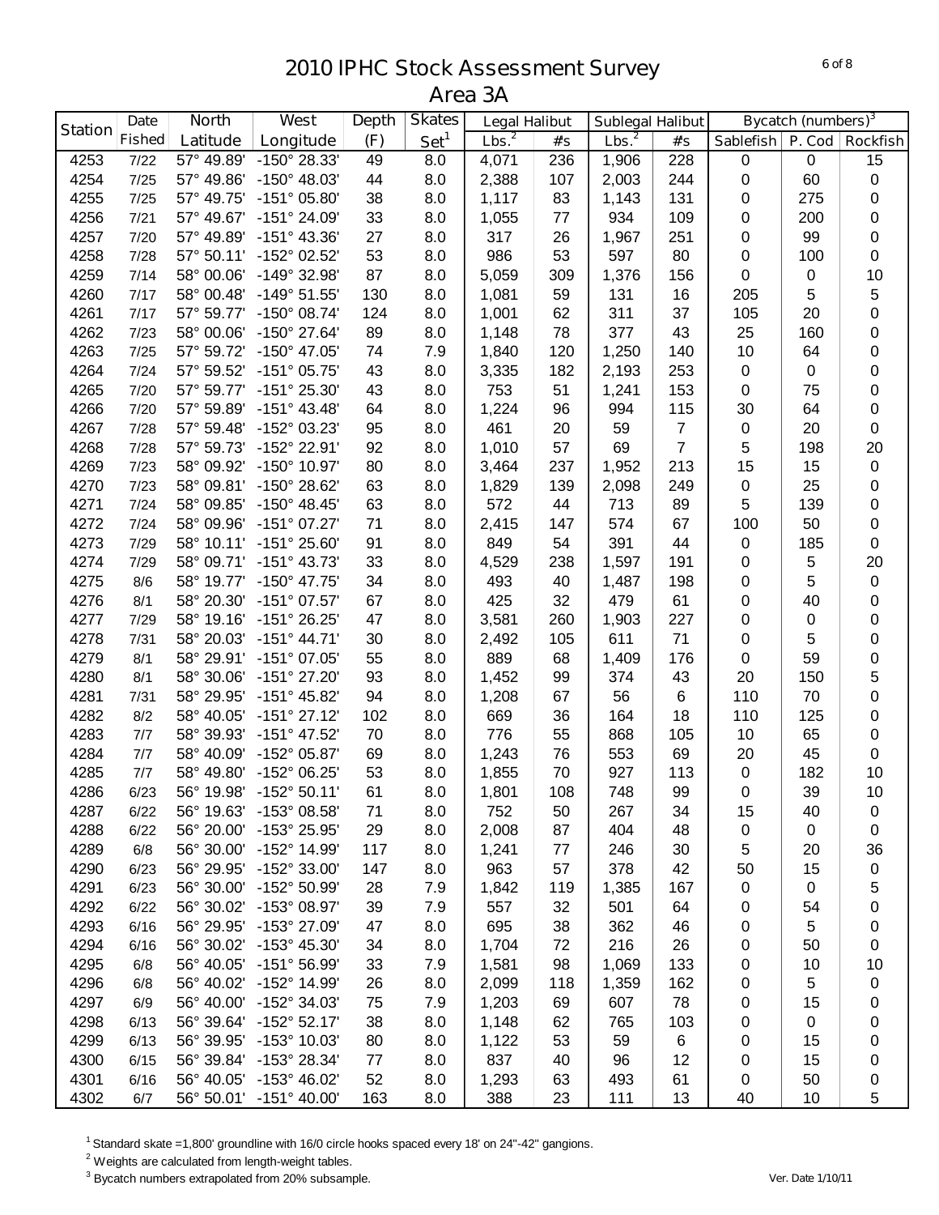# 2010 IPHC Stock Assessment Survey
## Area 3A

| Station | Date Fished | North Latitude | West Longitude | Depth (F) | Skates Set[1] | Legal Halibut Lbs.[2] | Legal Halibut #s | Sublegal Halibut Lbs.[2] | Sublegal Halibut #s | Bycatch (numbers)[3] Sablefish | P. Cod | Rockfish |
|---|---|---|---|---|---|---|---|---|---|---|---|---|
| 4253 | 7/22 | 57° 49.89' | -150° 28.33' | 49 | 8.0 | 4,071 | 236 | 1,906 | 228 | 0 | 0 | 15 |
| 4254 | 7/25 | 57° 49.86' | -150° 48.03' | 44 | 8.0 | 2,388 | 107 | 2,003 | 244 | 0 | 60 | 0 |
| 4255 | 7/25 | 57° 49.75' | -151° 05.80' | 38 | 8.0 | 1,117 | 83 | 1,143 | 131 | 0 | 275 | 0 |
| 4256 | 7/21 | 57° 49.67' | -151° 24.09' | 33 | 8.0 | 1,055 | 77 | 934 | 109 | 0 | 200 | 0 |
| 4257 | 7/20 | 57° 49.89' | -151° 43.36' | 27 | 8.0 | 317 | 26 | 1,967 | 251 | 0 | 99 | 0 |
| 4258 | 7/28 | 57° 50.11' | -152° 02.52' | 53 | 8.0 | 986 | 53 | 597 | 80 | 0 | 100 | 0 |
| 4259 | 7/14 | 58° 00.06' | -149° 32.98' | 87 | 8.0 | 5,059 | 309 | 1,376 | 156 | 0 | 0 | 10 |
| 4260 | 7/17 | 58° 00.48' | -149° 51.55' | 130 | 8.0 | 1,081 | 59 | 131 | 16 | 205 | 5 | 5 |
| 4261 | 7/17 | 57° 59.77' | -150° 08.74' | 124 | 8.0 | 1,001 | 62 | 311 | 37 | 105 | 20 | 0 |
| 4262 | 7/23 | 58° 00.06' | -150° 27.64' | 89 | 8.0 | 1,148 | 78 | 377 | 43 | 25 | 160 | 0 |
| 4263 | 7/25 | 57° 59.72' | -150° 47.05' | 74 | 7.9 | 1,840 | 120 | 1,250 | 140 | 10 | 64 | 0 |
| 4264 | 7/24 | 57° 59.52' | -151° 05.75' | 43 | 8.0 | 3,335 | 182 | 2,193 | 253 | 0 | 0 | 0 |
| 4265 | 7/20 | 57° 59.77' | -151° 25.30' | 43 | 8.0 | 753 | 51 | 1,241 | 153 | 0 | 75 | 0 |
| 4266 | 7/20 | 57° 59.89' | -151° 43.48' | 64 | 8.0 | 1,224 | 96 | 994 | 115 | 30 | 64 | 0 |
| 4267 | 7/28 | 57° 59.48' | -152° 03.23' | 95 | 8.0 | 461 | 20 | 59 | 7 | 0 | 20 | 0 |
| 4268 | 7/28 | 57° 59.73' | -152° 22.91' | 92 | 8.0 | 1,010 | 57 | 69 | 7 | 5 | 198 | 20 |
| 4269 | 7/23 | 58° 09.92' | -150° 10.97' | 80 | 8.0 | 3,464 | 237 | 1,952 | 213 | 15 | 15 | 0 |
| 4270 | 7/23 | 58° 09.81' | -150° 28.62' | 63 | 8.0 | 1,829 | 139 | 2,098 | 249 | 0 | 25 | 0 |
| 4271 | 7/24 | 58° 09.85' | -150° 48.45' | 63 | 8.0 | 572 | 44 | 713 | 89 | 5 | 139 | 0 |
| 4272 | 7/24 | 58° 09.96' | -151° 07.27' | 71 | 8.0 | 2,415 | 147 | 574 | 67 | 100 | 50 | 0 |
| 4273 | 7/29 | 58° 10.11' | -151° 25.60' | 91 | 8.0 | 849 | 54 | 391 | 44 | 0 | 185 | 0 |
| 4274 | 7/29 | 58° 09.71' | -151° 43.73' | 33 | 8.0 | 4,529 | 238 | 1,597 | 191 | 0 | 5 | 20 |
| 4275 | 8/6 | 58° 19.77' | -150° 47.75' | 34 | 8.0 | 493 | 40 | 1,487 | 198 | 0 | 5 | 0 |
| 4276 | 8/1 | 58° 20.30' | -151° 07.57' | 67 | 8.0 | 425 | 32 | 479 | 61 | 0 | 40 | 0 |
| 4277 | 7/29 | 58° 19.16' | -151° 26.25' | 47 | 8.0 | 3,581 | 260 | 1,903 | 227 | 0 | 0 | 0 |
| 4278 | 7/31 | 58° 20.03' | -151° 44.71' | 30 | 8.0 | 2,492 | 105 | 611 | 71 | 0 | 5 | 0 |
| 4279 | 8/1 | 58° 29.91' | -151° 07.05' | 55 | 8.0 | 889 | 68 | 1,409 | 176 | 0 | 59 | 0 |
| 4280 | 8/1 | 58° 30.06' | -151° 27.20' | 93 | 8.0 | 1,452 | 99 | 374 | 43 | 20 | 150 | 5 |
| 4281 | 7/31 | 58° 29.95' | -151° 45.82' | 94 | 8.0 | 1,208 | 67 | 56 | 6 | 110 | 70 | 0 |
| 4282 | 8/2 | 58° 40.05' | -151° 27.12' | 102 | 8.0 | 669 | 36 | 164 | 18 | 110 | 125 | 0 |
| 4283 | 7/7 | 58° 39.93' | -151° 47.52' | 70 | 8.0 | 776 | 55 | 868 | 105 | 10 | 65 | 0 |
| 4284 | 7/7 | 58° 40.09' | -152° 05.87' | 69 | 8.0 | 1,243 | 76 | 553 | 69 | 20 | 45 | 0 |
| 4285 | 7/7 | 58° 49.80' | -152° 06.25' | 53 | 8.0 | 1,855 | 70 | 927 | 113 | 0 | 182 | 10 |
| 4286 | 6/23 | 56° 19.98' | -152° 50.11' | 61 | 8.0 | 1,801 | 108 | 748 | 99 | 0 | 39 | 10 |
| 4287 | 6/22 | 56° 19.63' | -153° 08.58' | 71 | 8.0 | 752 | 50 | 267 | 34 | 15 | 40 | 0 |
| 4288 | 6/22 | 56° 20.00' | -153° 25.95' | 29 | 8.0 | 2,008 | 87 | 404 | 48 | 0 | 0 | 0 |
| 4289 | 6/8 | 56° 30.00' | -152° 14.99' | 117 | 8.0 | 1,241 | 77 | 246 | 30 | 5 | 20 | 36 |
| 4290 | 6/23 | 56° 29.95' | -152° 33.00' | 147 | 8.0 | 963 | 57 | 378 | 42 | 50 | 15 | 0 |
| 4291 | 6/23 | 56° 30.00' | -152° 50.99' | 28 | 7.9 | 1,842 | 119 | 1,385 | 167 | 0 | 0 | 5 |
| 4292 | 6/22 | 56° 30.02' | -153° 08.97' | 39 | 7.9 | 557 | 32 | 501 | 64 | 0 | 54 | 0 |
| 4293 | 6/16 | 56° 29.95' | -153° 27.09' | 47 | 8.0 | 695 | 38 | 362 | 46 | 0 | 5 | 0 |
| 4294 | 6/16 | 56° 30.02' | -153° 45.30' | 34 | 8.0 | 1,704 | 72 | 216 | 26 | 0 | 50 | 0 |
| 4295 | 6/8 | 56° 40.05' | -151° 56.99' | 33 | 7.9 | 1,581 | 98 | 1,069 | 133 | 0 | 10 | 10 |
| 4296 | 6/8 | 56° 40.02' | -152° 14.99' | 26 | 8.0 | 2,099 | 118 | 1,359 | 162 | 0 | 5 | 0 |
| 4297 | 6/9 | 56° 40.00' | -152° 34.03' | 75 | 7.9 | 1,203 | 69 | 607 | 78 | 0 | 15 | 0 |
| 4298 | 6/13 | 56° 39.64' | -152° 52.17' | 38 | 8.0 | 1,148 | 62 | 765 | 103 | 0 | 0 | 0 |
| 4299 | 6/13 | 56° 39.95' | -153° 10.03' | 80 | 8.0 | 1,122 | 53 | 59 | 6 | 0 | 15 | 0 |
| 4300 | 6/15 | 56° 39.84' | -153° 28.34' | 77 | 8.0 | 837 | 40 | 96 | 12 | 0 | 15 | 0 |
| 4301 | 6/16 | 56° 40.05' | -153° 46.02' | 52 | 8.0 | 1,293 | 63 | 493 | 61 | 0 | 50 | 0 |
| 4302 | 6/7 | 56° 50.01' | -151° 40.00' | 163 | 8.0 | 388 | 23 | 111 | 13 | 40 | 10 | 5 |

[1] Standard skate =1,800' groundline with 16/0 circle hooks spaced every 18' on 24"-42" gangions.

[2] Weights are calculated from length-weight tables.

[3] Bycatch numbers extrapolated from 20% subsample.

Ver. Date 1/10/11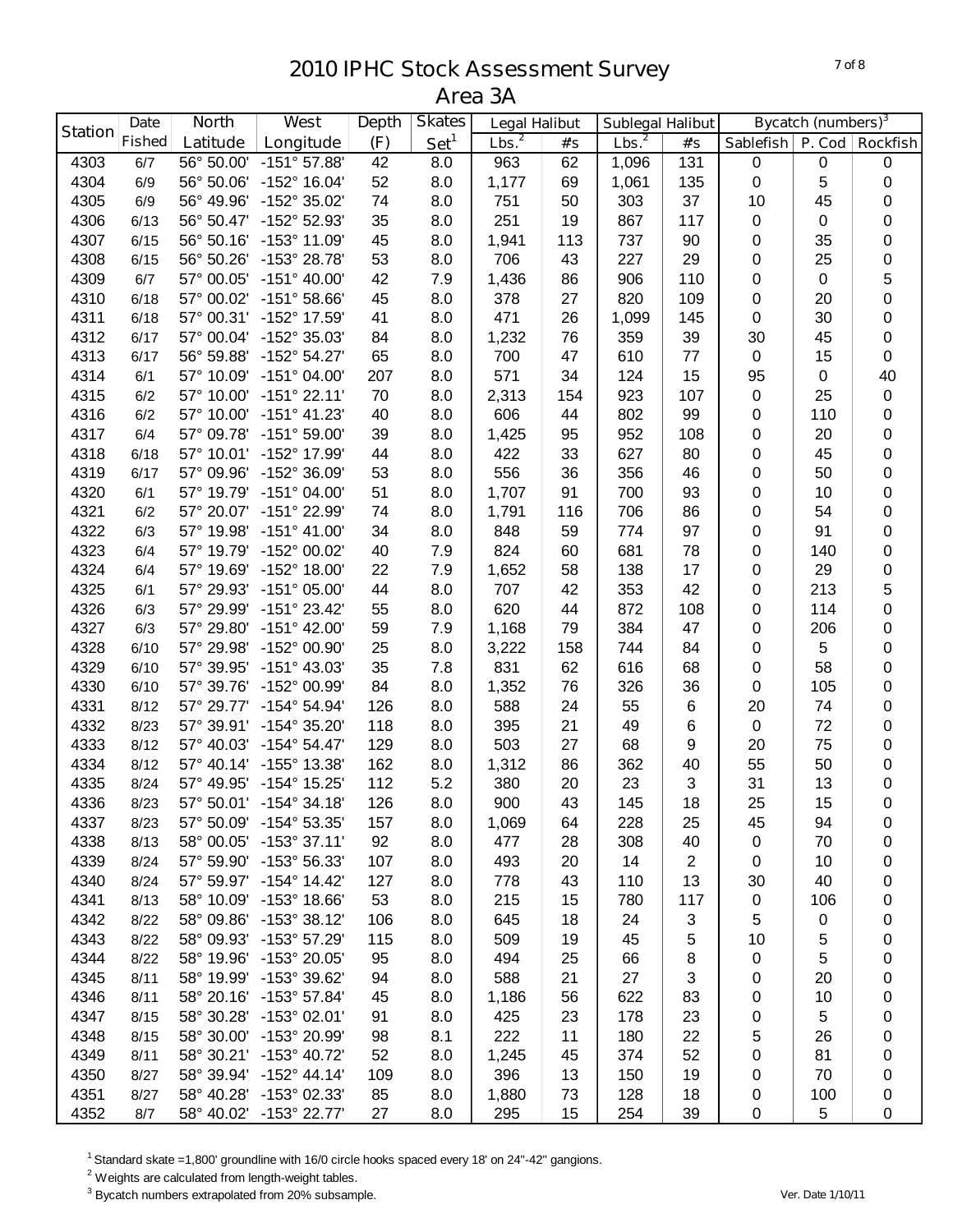# 2010 IPHC Stock Assessment Survey
## Area 3A

| Station | Date Fished | North Latitude | West Longitude | Depth (F) | Skates Set[1] | Legal Halibut | | Sublegal Halibut | | Bycatch (numbers)[3] | | |
|---|---|---|---|---|---|---|---|---|---|---|---|---|
| | | | | | | Lbs.[2] | #s | Lbs.[2] | #s | Sablefish | P. Cod | Rockfish |
| 4303 | 6/7 | 56° 50.00' | -151° 57.88' | 42 | 8.0 | 963 | 62 | 1,096 | 131 | 0 | 0 | 0 |
| 4304 | 6/9 | 56° 50.06' | -152° 16.04' | 52 | 8.0 | 1,177 | 69 | 1,061 | 135 | 0 | 5 | 0 |
| 4305 | 6/9 | 56° 49.96' | -152° 35.02' | 74 | 8.0 | 751 | 50 | 303 | 37 | 10 | 45 | 0 |
| 4306 | 6/13 | 56° 50.47' | -152° 52.93' | 35 | 8.0 | 251 | 19 | 867 | 117 | 0 | 0 | 0 |
| 4307 | 6/15 | 56° 50.16' | -153° 11.09' | 45 | 8.0 | 1,941 | 113 | 737 | 90 | 0 | 35 | 0 |
| 4308 | 6/15 | 56° 50.26' | -153° 28.78' | 53 | 8.0 | 706 | 43 | 227 | 29 | 0 | 25 | 0 |
| 4309 | 6/7 | 57° 00.05' | -151° 40.00' | 42 | 7.9 | 1,436 | 86 | 906 | 110 | 0 | 0 | 5 |
| 4310 | 6/18 | 57° 00.02' | -151° 58.66' | 45 | 8.0 | 378 | 27 | 820 | 109 | 0 | 20 | 0 |
| 4311 | 6/18 | 57° 00.31' | -152° 17.59' | 41 | 8.0 | 471 | 26 | 1,099 | 145 | 0 | 30 | 0 |
| 4312 | 6/17 | 57° 00.04' | -152° 35.03' | 84 | 8.0 | 1,232 | 76 | 359 | 39 | 30 | 45 | 0 |
| 4313 | 6/17 | 56° 59.88' | -152° 54.27' | 65 | 8.0 | 700 | 47 | 610 | 77 | 0 | 15 | 0 |
| 4314 | 6/1 | 57° 10.09' | -151° 04.00' | 207 | 8.0 | 571 | 34 | 124 | 15 | 95 | 0 | 40 |
| 4315 | 6/2 | 57° 10.00' | -151° 22.11' | 70 | 8.0 | 2,313 | 154 | 923 | 107 | 0 | 25 | 0 |
| 4316 | 6/2 | 57° 10.00' | -151° 41.23' | 40 | 8.0 | 606 | 44 | 802 | 99 | 0 | 110 | 0 |
| 4317 | 6/4 | 57° 09.78' | -151° 59.00' | 39 | 8.0 | 1,425 | 95 | 952 | 108 | 0 | 20 | 0 |
| 4318 | 6/18 | 57° 10.01' | -152° 17.99' | 44 | 8.0 | 422 | 33 | 627 | 80 | 0 | 45 | 0 |
| 4319 | 6/17 | 57° 09.96' | -152° 36.09' | 53 | 8.0 | 556 | 36 | 356 | 46 | 0 | 50 | 0 |
| 4320 | 6/1 | 57° 19.79' | -151° 04.00' | 51 | 8.0 | 1,707 | 91 | 700 | 93 | 0 | 10 | 0 |
| 4321 | 6/2 | 57° 20.07' | -151° 22.99' | 74 | 8.0 | 1,791 | 116 | 706 | 86 | 0 | 54 | 0 |
| 4322 | 6/3 | 57° 19.98' | -151° 41.00' | 34 | 8.0 | 848 | 59 | 774 | 97 | 0 | 91 | 0 |
| 4323 | 6/4 | 57° 19.79' | -152° 00.02' | 40 | 7.9 | 824 | 60 | 681 | 78 | 0 | 140 | 0 |
| 4324 | 6/4 | 57° 19.69' | -152° 18.00' | 22 | 7.9 | 1,652 | 58 | 138 | 17 | 0 | 29 | 0 |
| 4325 | 6/1 | 57° 29.93' | -151° 05.00' | 44 | 8.0 | 707 | 42 | 353 | 42 | 0 | 213 | 5 |
| 4326 | 6/3 | 57° 29.99' | -151° 23.42' | 55 | 8.0 | 620 | 44 | 872 | 108 | 0 | 114 | 0 |
| 4327 | 6/3 | 57° 29.80' | -151° 42.00' | 59 | 7.9 | 1,168 | 79 | 384 | 47 | 0 | 206 | 0 |
| 4328 | 6/10 | 57° 29.98' | -152° 00.90' | 25 | 8.0 | 3,222 | 158 | 744 | 84 | 0 | 5 | 0 |
| 4329 | 6/10 | 57° 39.95' | -151° 43.03' | 35 | 7.8 | 831 | 62 | 616 | 68 | 0 | 58 | 0 |
| 4330 | 6/10 | 57° 39.76' | -152° 00.99' | 84 | 8.0 | 1,352 | 76 | 326 | 36 | 0 | 105 | 0 |
| 4331 | 8/12 | 57° 29.77' | -154° 54.94' | 126 | 8.0 | 588 | 24 | 55 | 6 | 20 | 74 | 0 |
| 4332 | 8/23 | 57° 39.91' | -154° 35.20' | 118 | 8.0 | 395 | 21 | 49 | 6 | 0 | 72 | 0 |
| 4333 | 8/12 | 57° 40.03' | -154° 54.47' | 129 | 8.0 | 503 | 27 | 68 | 9 | 20 | 75 | 0 |
| 4334 | 8/12 | 57° 40.14' | -155° 13.38' | 162 | 8.0 | 1,312 | 86 | 362 | 40 | 55 | 50 | 0 |
| 4335 | 8/24 | 57° 49.95' | -154° 15.25' | 112 | 5.2 | 380 | 20 | 23 | 3 | 31 | 13 | 0 |
| 4336 | 8/23 | 57° 50.01' | -154° 34.18' | 126 | 8.0 | 900 | 43 | 145 | 18 | 25 | 15 | 0 |
| 4337 | 8/23 | 57° 50.09' | -154° 53.35' | 157 | 8.0 | 1,069 | 64 | 228 | 25 | 45 | 94 | 0 |
| 4338 | 8/13 | 58° 00.05' | -153° 37.11' | 92 | 8.0 | 477 | 28 | 308 | 40 | 0 | 70 | 0 |
| 4339 | 8/24 | 57° 59.90' | -153° 56.33' | 107 | 8.0 | 493 | 20 | 14 | 2 | 0 | 10 | 0 |
| 4340 | 8/24 | 57° 59.97' | -154° 14.42' | 127 | 8.0 | 778 | 43 | 110 | 13 | 30 | 40 | 0 |
| 4341 | 8/13 | 58° 10.09' | -153° 18.66' | 53 | 8.0 | 215 | 15 | 780 | 117 | 0 | 106 | 0 |
| 4342 | 8/22 | 58° 09.86' | -153° 38.12' | 106 | 8.0 | 645 | 18 | 24 | 3 | 5 | 0 | 0 |
| 4343 | 8/22 | 58° 09.93' | -153° 57.29' | 115 | 8.0 | 509 | 19 | 45 | 5 | 10 | 5 | 0 |
| 4344 | 8/22 | 58° 19.96' | -153° 20.05' | 95 | 8.0 | 494 | 25 | 66 | 8 | 0 | 5 | 0 |
| 4345 | 8/11 | 58° 19.99' | -153° 39.62' | 94 | 8.0 | 588 | 21 | 27 | 3 | 0 | 20 | 0 |
| 4346 | 8/11 | 58° 20.16' | -153° 57.84' | 45 | 8.0 | 1,186 | 56 | 622 | 83 | 0 | 10 | 0 |
| 4347 | 8/15 | 58° 30.28' | -153° 02.01' | 91 | 8.0 | 425 | 23 | 178 | 23 | 0 | 5 | 0 |
| 4348 | 8/15 | 58° 30.00' | -153° 20.99' | 98 | 8.1 | 222 | 11 | 180 | 22 | 5 | 26 | 0 |
| 4349 | 8/11 | 58° 30.21' | -153° 40.72' | 52 | 8.0 | 1,245 | 45 | 374 | 52 | 0 | 81 | 0 |
| 4350 | 8/27 | 58° 39.94' | -152° 44.14' | 109 | 8.0 | 396 | 13 | 150 | 19 | 0 | 70 | 0 |
| 4351 | 8/27 | 58° 40.28' | -153° 02.33' | 85 | 8.0 | 1,880 | 73 | 128 | 18 | 0 | 100 | 0 |
| 4352 | 8/7 | 58° 40.02' | -153° 22.77' | 27 | 8.0 | 295 | 15 | 254 | 39 | 0 | 5 | 0 |

[1] Standard skate =1,800' groundline with 16/0 circle hooks spaced every 18' on 24"-42" gangions.

[2] Weights are calculated from length-weight tables.

[3] Bycatch numbers extrapolated from 20% subsample.

Ver. Date 1/10/11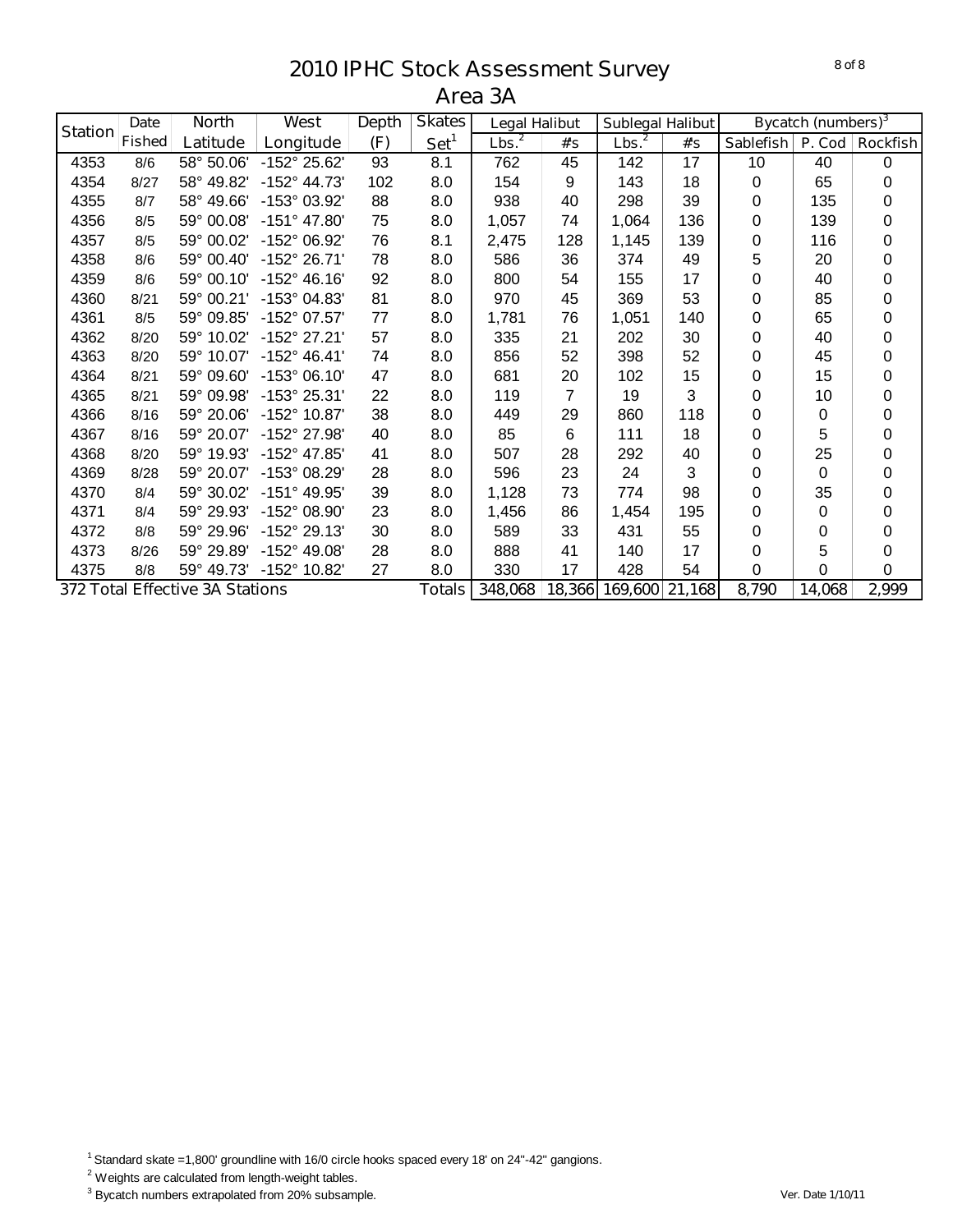# 2010 IPHC Stock Assessment Survey
## Area 3A

| Station | Date Fished | North Latitude | West Longitude | Depth (F) | Skates Set[1] | Legal Halibut | | Sublegal Halibut | | Bycatch (numbers)[3] | | |
|---|---|---|---|---|---|---|---|---|---|---|---|---|
| | | | | | | Lbs.[2] | #s | Lbs.[2] | #s | Sablefish | P. Cod | Rockfish |
| 4353 | 8/6 | 58° 50.06' | -152° 25.62' | 93 | 8.1 | 762 | 45 | 142 | 17 | 10 | 40 | 0 |
| 4354 | 8/27 | 58° 49.82' | -152° 44.73' | 102 | 8.0 | 154 | 9 | 143 | 18 | 0 | 65 | 0 |
| 4355 | 8/7 | 58° 49.66' | -153° 03.92' | 88 | 8.0 | 938 | 40 | 298 | 39 | 0 | 135 | 0 |
| 4356 | 8/5 | 59° 00.08' | -151° 47.80' | 75 | 8.0 | 1,057 | 74 | 1,064 | 136 | 0 | 139 | 0 |
| 4357 | 8/5 | 59° 00.02' | -152° 06.92' | 76 | 8.1 | 2,475 | 128 | 1,145 | 139 | 0 | 116 | 0 |
| 4358 | 8/6 | 59° 00.40' | -152° 26.71' | 78 | 8.0 | 586 | 36 | 374 | 49 | 5 | 20 | 0 |
| 4359 | 8/6 | 59° 00.10' | -152° 46.16' | 92 | 8.0 | 800 | 54 | 155 | 17 | 0 | 40 | 0 |
| 4360 | 8/21 | 59° 00.21' | -153° 04.83' | 81 | 8.0 | 970 | 45 | 369 | 53 | 0 | 85 | 0 |
| 4361 | 8/5 | 59° 09.85' | -152° 07.57' | 77 | 8.0 | 1,781 | 76 | 1,051 | 140 | 0 | 65 | 0 |
| 4362 | 8/20 | 59° 10.02' | -152° 27.21' | 57 | 8.0 | 335 | 21 | 202 | 30 | 0 | 40 | 0 |
| 4363 | 8/20 | 59° 10.07' | -152° 46.41' | 74 | 8.0 | 856 | 52 | 398 | 52 | 0 | 45 | 0 |
| 4364 | 8/21 | 59° 09.60' | -153° 06.10' | 47 | 8.0 | 681 | 20 | 102 | 15 | 0 | 15 | 0 |
| 4365 | 8/21 | 59° 09.98' | -153° 25.31' | 22 | 8.0 | 119 | 7 | 19 | 3 | 0 | 10 | 0 |
| 4366 | 8/16 | 59° 20.06' | -152° 10.87' | 38 | 8.0 | 449 | 29 | 860 | 118 | 0 | 0 | 0 |
| 4367 | 8/16 | 59° 20.07' | -152° 27.98' | 40 | 8.0 | 85 | 6 | 111 | 18 | 0 | 5 | 0 |
| 4368 | 8/20 | 59° 19.93' | -152° 47.85' | 41 | 8.0 | 507 | 28 | 292 | 40 | 0 | 25 | 0 |
| 4369 | 8/28 | 59° 20.07' | -153° 08.29' | 28 | 8.0 | 596 | 23 | 24 | 3 | 0 | 0 | 0 |
| 4370 | 8/4 | 59° 30.02' | -151° 49.95' | 39 | 8.0 | 1,128 | 73 | 774 | 98 | 0 | 35 | 0 |
| 4371 | 8/4 | 59° 29.93' | -152° 08.90' | 23 | 8.0 | 1,456 | 86 | 1,454 | 195 | 0 | 0 | 0 |
| 4372 | 8/8 | 59° 29.96' | -152° 29.13' | 30 | 8.0 | 589 | 33 | 431 | 55 | 0 | 0 | 0 |
| 4373 | 8/26 | 59° 29.89' | -152° 49.08' | 28 | 8.0 | 888 | 41 | 140 | 17 | 0 | 5 | 0 |
| 4375 | 8/8 | 59° 49.73' | -152° 10.82' | 27 | 8.0 | 330 | 17 | 428 | 54 | 0 | 0 | 0 |
| 372 Total Effective 3A Stations | | | | | Totals | 348,068 | 18,366 | 169,600 | 21,168 | 8,790 | 14,068 | 2,999 |

[1] Standard skate =1,800' groundline with 16/0 circle hooks spaced every 18' on 24"-42" gangions.

[2] Weights are calculated from length-weight tables.

[3] Bycatch numbers extrapolated from 20% subsample.

Ver. Date 1/10/11